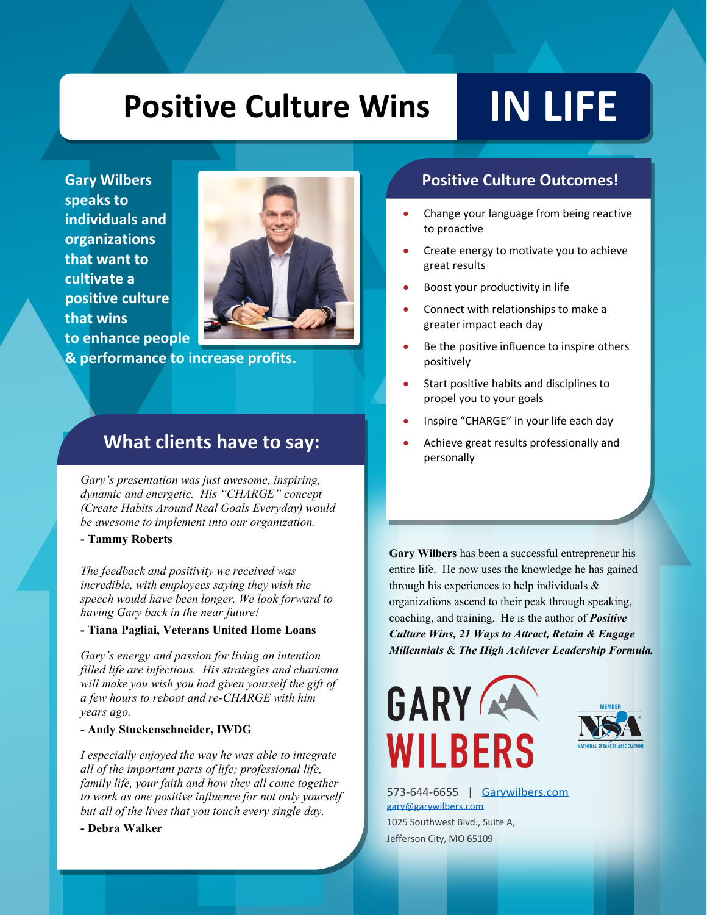# Positive Culture Wins IN LIFE

**Gary Wilbers speaks to individuals and organizations that want to cultivate a positive culture that wins to enhance people & performance to increase profits.**

## Positive Culture Outcomes!

- Change your language from being reactive to proactive
- Create energy to motivate you to achieve great results
- Boost your productivity in life
- Connect with relationships to make a greater impact each day
- Be the positive influence to inspire others positively
- Start positive habits and disciplines to propel you to your goals
- Inspire "CHARGE" in your life each day
- Achieve great results professionally and personally

## What clients have to say:

*Gary's presentation was just awesome, inspiring, dynamic and energetic. His "CHARGE" concept (Create Habits Around Real Goals Everyday) would be awesome to implement into our organization.*

**- Tammy Roberts**

*The feedback and positivity we received was incredible, with employees saying they wish the speech would have been longer. We look forward to having Gary back in the near future!*

**- Tiana Pagliai, Veterans United Home Loans**

*Gary's energy and passion for living an intention filled life are infectious. His strategies and charisma will make you wish you had given yourself the gift of a few hours to reboot and re-CHARGE with him years ago.*

**- Andy Stuckenschneider, IWDG**

*I especially enjoyed the way he was able to integrate all of the important parts of life; professional life, family life, your faith and how they all come together to work as one positive influence for not only yourself but all of the lives that you touch every single day.*

**- Debra Walker**

**Gary Wilbers** has been a successful entrepreneur his entire life. He now uses the knowledge he has gained through his experiences to help individuals & organizations ascend to their peak through speaking, coaching, and training. He is the author of ***Positive Culture Wins, 21 Ways to Attract, Retain & Engage Millennials*** & ***The High Achiever Leadership Formula.***

GARY WILBERS

MEMBER NSA NATIONAL SPEAKERS ASSOCIATION

573-644-6655 | Garywilbers.com
gary@garywilbers.com
1025 Southwest Blvd., Suite A,
Jefferson City, MO 65109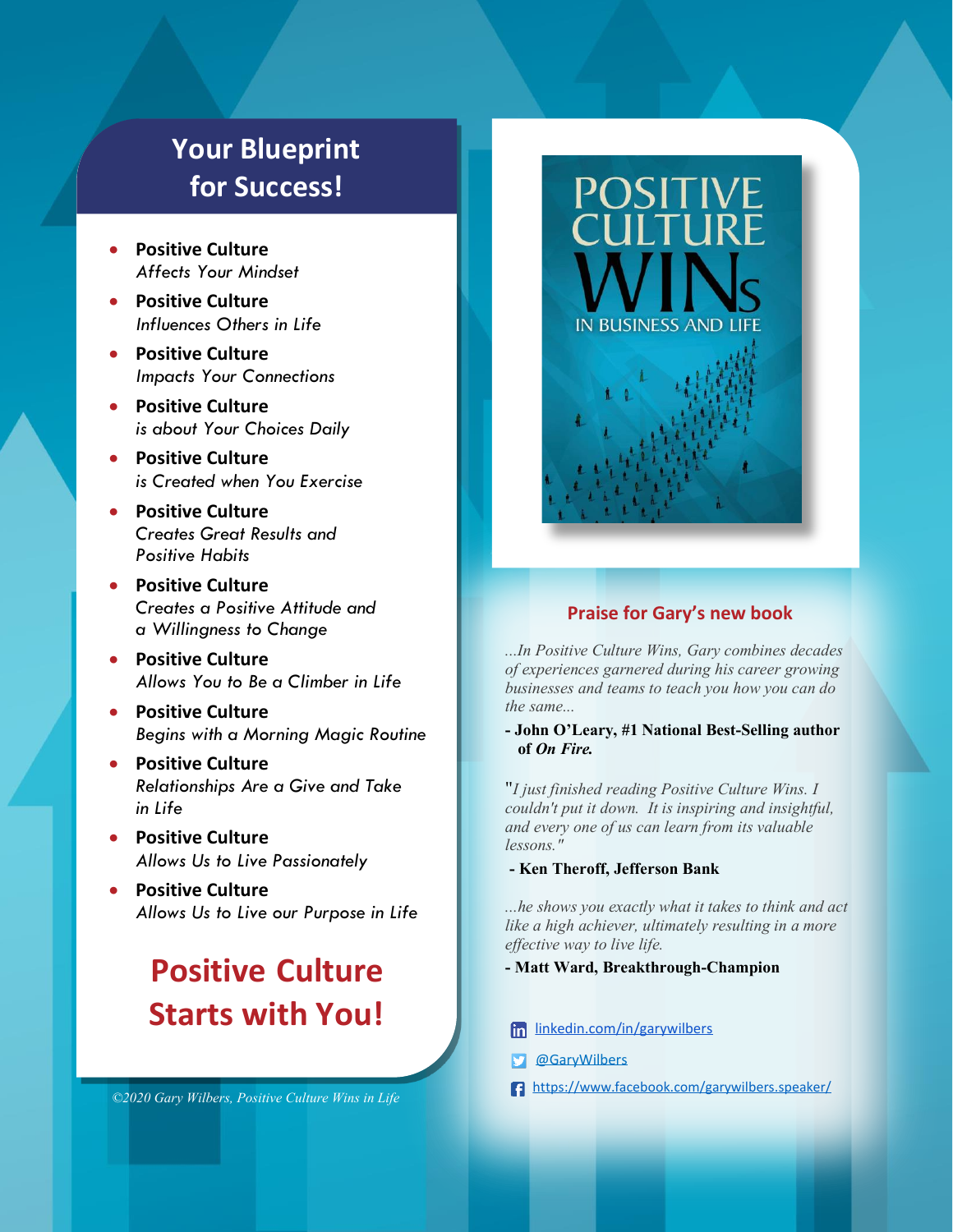## Your Blueprint for Success!

- **Positive Culture**
  *Affects Your Mindset*
- **Positive Culture**
  *Influences Others in Life*
- **Positive Culture**
  *Impacts Your Connections*
- **Positive Culture**
  *is about Your Choices Daily*
- **Positive Culture**
  *is Created when You Exercise*
- **Positive Culture**
  *Creates Great Results and Positive Habits*
- **Positive Culture**
  *Creates a Positive Attitude and a Willingness to Change*
- **Positive Culture**
  *Allows You to Be a Climber in Life*
- **Positive Culture**
  *Begins with a Morning Magic Routine*
- **Positive Culture**
  *Relationships Are a Give and Take in Life*
- **Positive Culture**
  *Allows Us to Live Passionately*
- **Positive Culture**
  *Allows Us to Live our Purpose in Life*

## Positive Culture Starts with You!

*©2020 Gary Wilbers, Positive Culture Wins in Life*

POSITIVE CULTURE WINs IN BUSINESS AND LIFE

### Praise for Gary's new book

*...In Positive Culture Wins, Gary combines decades of experiences garnered during his career growing businesses and teams to teach you how you can do the same...*

**- John O'Leary, #1 National Best-Selling author of *On Fire.***

"*I just finished reading Positive Culture Wins. I couldn't put it down. It is inspiring and insightful, and every one of us can learn from its valuable lessons.*"

**- Ken Theroff, Jefferson Bank**

*...he shows you exactly what it takes to think and act like a high achiever, ultimately resulting in a more effective way to live life.*

**- Matt Ward, Breakthrough-Champion**

linkedin.com/in/garywilbers

@GaryWilbers

https://www.facebook.com/garywilbers.speaker/